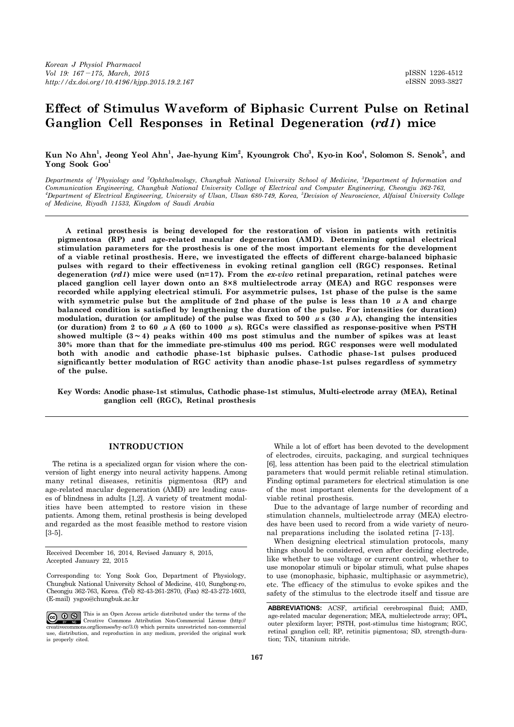# Effect of Stimulus Waveform of Biphasic Current Pulse on Retinal Ganglion Cell Responses in Retinal Degeneration (*rd1*) mice

**Kun No Ahn[1], Jeong Yeol Ahn[1], Jae-hyung Kim[2], Kyoungrok Cho[3], Kyo-in Koo[4], Solomon S. Senok[5], and Yong Sook Goo[1]**

*Departments of [1]Physiology and [2]Ophthalmology, Chungbuk National University School of Medicine, [3]Department of Information and Communication Engineering, Chungbuk National University College of Electrical and Computer Engineering, Cheongju 362-763, [4]Department of Electrical Engineering, University of Ulsan, Ulsan 680-749, Korea, [5]Devision of Neuroscience, Alfaisal University College of Medicine, Riyadh 11533, Kingdom of Saudi Arabia*

**A retinal prosthesis is being developed for the restoration of vision in patients with retinitis pigmentosa (RP) and age-related macular degeneration (AMD). Determining optimal electrical stimulation parameters for the prosthesis is one of the most important elements for the development of a viable retinal prosthesis. Here, we investigated the effects of different charge-balanced biphasic pulses with regard to their effectiveness in evoking retinal ganglion cell (RGC) responses. Retinal degeneration (*rd1*) mice were used (n=17). From the *ex-vivo* retinal preparation, retinal patches were placed ganglion cell layer down onto an 8×8 multielectrode array (MEA) and RGC responses were recorded while applying electrical stimuli. For asymmetric pulses, 1st phase of the pulse is the same with symmetric pulse but the amplitude of 2nd phase of the pulse is less than 10 $\mu$A and charge balanced condition is satisfied by lengthening the duration of the pulse. For intensities (or duration) modulation, duration (or amplitude) of the pulse was fixed to 500 $\mu$s (30 $\mu$A), changing the intensities (or duration) from 2 to 60 $\mu$A (60 to 1000 $\mu$s). RGCs were classified as response-positive when PSTH showed multiple (3~4) peaks within 400 ms post stimulus and the number of spikes was at least 30% more than that for the immediate pre-stimulus 400 ms period. RGC responses were well modulated both with anodic and cathodic phase-1st biphasic pulses. Cathodic phase-1st pulses produced significantly better modulation of RGC activity than anodic phase-1st pulses regardless of symmetry of the pulse.**

**Key Words:** Anodic phase-1st stimulus, Cathodic phase-1st stimulus, Multi-electrode array (MEA), Retinal ganglion cell (RGC), Retinal prosthesis

## INTRODUCTION

The retina is a specialized organ for vision where the conversion of light energy into neural activity happens. Among many retinal diseases, retinitis pigmentosa (RP) and age-related macular degeneration (AMD) are leading causes of blindness in adults [1,2]. A variety of treatment modalities have been attempted to restore vision in these patients. Among them, retinal prosthesis is being developed and regarded as the most feasible method to restore vision [3-5].

Received December 16, 2014, Revised January 8, 2015, Accepted January 22, 2015

Corresponding to: Yong Sook Goo, Department of Physiology, Chungbuk National University School of Medicine, 410, Sungbong-ro, Cheongju 362-763, Korea. (Tel) 82-43-261-2870, (Fax) 82-43-272-1603, (E-mail) ysgoo@chungbuk.ac.kr

This is an Open Access article distributed under the terms of the Creative Commons Attribution Non-Commercial License (http://creativecommons.org/licenses/by-nc/3.0) which permits unrestricted non-commercial use, distribution, and reproduction in any medium, provided the original work is properly cited.

While a lot of effort has been devoted to the development of electrodes, circuits, packaging, and surgical techniques [6], less attention has been paid to the electrical stimulation parameters that would permit reliable retinal stimulation. Finding optimal parameters for electrical stimulation is one of the most important elements for the development of a viable retinal prosthesis.

Due to the advantage of large number of recording and stimulation channels, multielectrode array (MEA) electrodes have been used to record from a wide variety of neuronal preparations including the isolated retina [7-13].

When designing electrical stimulation protocols, many things should be considered, even after deciding electrode, like whether to use voltage or current control, whether to use monopolar stimuli or bipolar stimuli, what pulse shapes to use (monophasic, biphasic, multiphasic or asymmetric), etc. The efficacy of the stimulus to evoke spikes and the safety of the stimulus to the electrode itself and tissue are

**ABBREVIATIONS:** ACSF, artificial cerebrospinal fluid; AMD, age-related macular degeneration; MEA, multielectrode array; OPL, outer plexiform layer; PSTH, post-stimulus time histogram; RGC, retinal ganglion cell; RP, retinitis pigmentosa; SD, strength-duration; TiN, titanium nitride.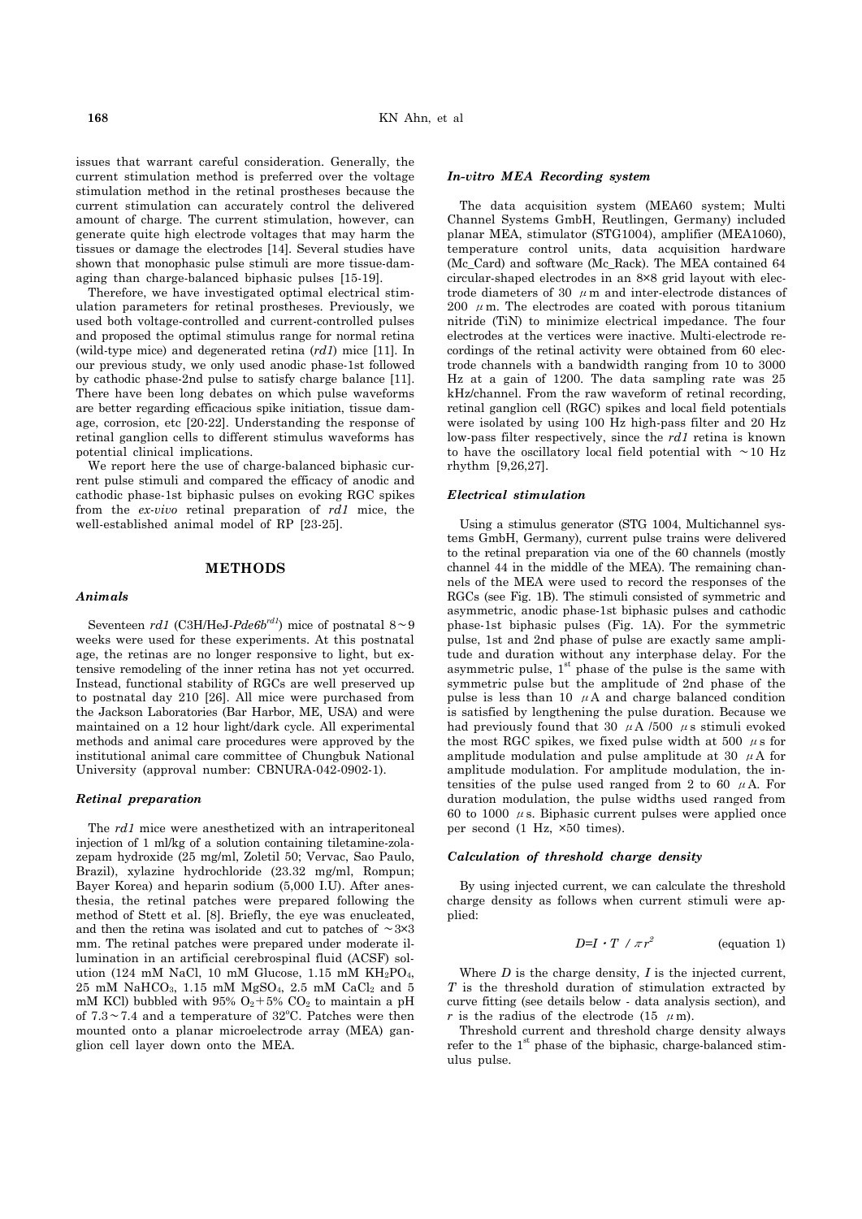issues that warrant careful consideration. Generally, the current stimulation method is preferred over the voltage stimulation method in the retinal prostheses because the current stimulation can accurately control the delivered amount of charge. The current stimulation, however, can generate quite high electrode voltages that may harm the tissues or damage the electrodes [14]. Several studies have shown that monophasic pulse stimuli are more tissue-damaging than charge-balanced biphasic pulses [15-19].

Therefore, we have investigated optimal electrical stimulation parameters for retinal prostheses. Previously, we used both voltage-controlled and current-controlled pulses and proposed the optimal stimulus range for normal retina (wild-type mice) and degenerated retina (*rd1*) mice [11]. In our previous study, we only used anodic phase-1st followed by cathodic phase-2nd pulse to satisfy charge balance [11]. There have been long debates on which pulse waveforms are better regarding efficacious spike initiation, tissue damage, corrosion, etc [20-22]. Understanding the response of retinal ganglion cells to different stimulus waveforms has potential clinical implications.

We report here the use of charge-balanced biphasic current pulse stimuli and compared the efficacy of anodic and cathodic phase-1st biphasic pulses on evoking RGC spikes from the *ex-vivo* retinal preparation of *rd1* mice, the well-established animal model of RP [23-25].

## METHODS

### *Animals*

Seventeen *rd1* (C3H/HeJ-*Pde6b*$^{rd1}$) mice of postnatal 8∼9 weeks were used for these experiments. At this postnatal age, the retinas are no longer responsive to light, but extensive remodeling of the inner retina has not yet occurred. Instead, functional stability of RGCs are well preserved up to postnatal day 210 [26]. All mice were purchased from the Jackson Laboratories (Bar Harbor, ME, USA) and were maintained on a 12 hour light/dark cycle. All experimental methods and animal care procedures were approved by the institutional animal care committee of Chungbuk National University (approval number: CBNURA-042-0902-1).

### *Retinal preparation*

The *rd1* mice were anesthetized with an intraperitoneal injection of 1 ml/kg of a solution containing tiletamine-zolazepam hydroxide (25 mg/ml, Zoletil 50; Vervac, Sao Paulo, Brazil), xylazine hydrochloride (23.32 mg/ml, Rompun; Bayer Korea) and heparin sodium (5,000 I.U). After anesthesia, the retinal patches were prepared following the method of Stett et al. [8]. Briefly, the eye was enucleated, and then the retina was isolated and cut to patches of ∼3×3 mm. The retinal patches were prepared under moderate illumination in an artificial cerebrospinal fluid (ACSF) solution (124 mM NaCl, 10 mM Glucose, 1.15 mM $KH_2PO_4$, 25 mM $NaHCO_3$, 1.15 mM $MgSO_4$, 2.5 mM $CaCl_2$ and 5 mM KCl) bubbled with 95% $O_2$+5% $CO_2$ to maintain a pH of 7.3∼7.4 and a temperature of 32$^{o}$C. Patches were then mounted onto a planar microelectrode array (MEA) ganglion cell layer down onto the MEA.

### *In-vitro MEA Recording system*

The data acquisition system (MEA60 system; Multi Channel Systems GmbH, Reutlingen, Germany) included planar MEA, stimulator (STG1004), amplifier (MEA1060), temperature control units, data acquisition hardware (Mc_Card) and software (Mc_Rack). The MEA contained 64 circular-shaped electrodes in an 8×8 grid layout with electrode diameters of 30 $\mu$m and inter-electrode distances of 200 $\mu$m. The electrodes are coated with porous titanium nitride (TiN) to minimize electrical impedance. The four electrodes at the vertices were inactive. Multi-electrode recordings of the retinal activity were obtained from 60 electrode channels with a bandwidth ranging from 10 to 3000 Hz at a gain of 1200. The data sampling rate was 25 kHz/channel. From the raw waveform of retinal recording, retinal ganglion cell (RGC) spikes and local field potentials were isolated by using 100 Hz high-pass filter and 20 Hz low-pass filter respectively, since the *rd1* retina is known to have the oscillatory local field potential with ∼10 Hz rhythm [9,26,27].

### *Electrical stimulation*

Using a stimulus generator (STG 1004, Multichannel systems GmbH, Germany), current pulse trains were delivered to the retinal preparation via one of the 60 channels (mostly channel 44 in the middle of the MEA). The remaining channels of the MEA were used to record the responses of the RGCs (see Fig. 1B). The stimuli consisted of symmetric and asymmetric, anodic phase-1st biphasic pulses and cathodic phase-1st biphasic pulses (Fig. 1A). For the symmetric pulse, 1st and 2nd phase of pulse are exactly same amplitude and duration without any interphase delay. For the asymmetric pulse, 1$^{st}$ phase of the pulse is the same with symmetric pulse but the amplitude of 2nd phase of the pulse is less than 10 $\mu$A and charge balanced condition is satisfied by lengthening the pulse duration. Because we had previously found that 30 $\mu$A /500 $\mu$s stimuli evoked the most RGC spikes, we fixed pulse width at 500 $\mu$s for amplitude modulation and pulse amplitude at 30 $\mu$A for amplitude modulation. For amplitude modulation, the intensities of the pulse used ranged from 2 to 60 $\mu$A. For duration modulation, the pulse widths used ranged from 60 to 1000 $\mu$s. Biphasic current pulses were applied once per second (1 Hz, ×50 times).

### *Calculation of threshold charge density*

By using injected current, we can calculate the threshold charge density as follows when current stimuli were applied:

$$D = I \cdot T \ / \ \pi r^2 \qquad \text{(equation 1)}$$

Where $D$ is the charge density, $I$ is the injected current, $T$ is the threshold duration of stimulation extracted by curve fitting (see details below - data analysis section), and $r$ is the radius of the electrode (15 $\mu$m).

Threshold current and threshold charge density always refer to the 1$^{st}$ phase of the biphasic, charge-balanced stimulus pulse.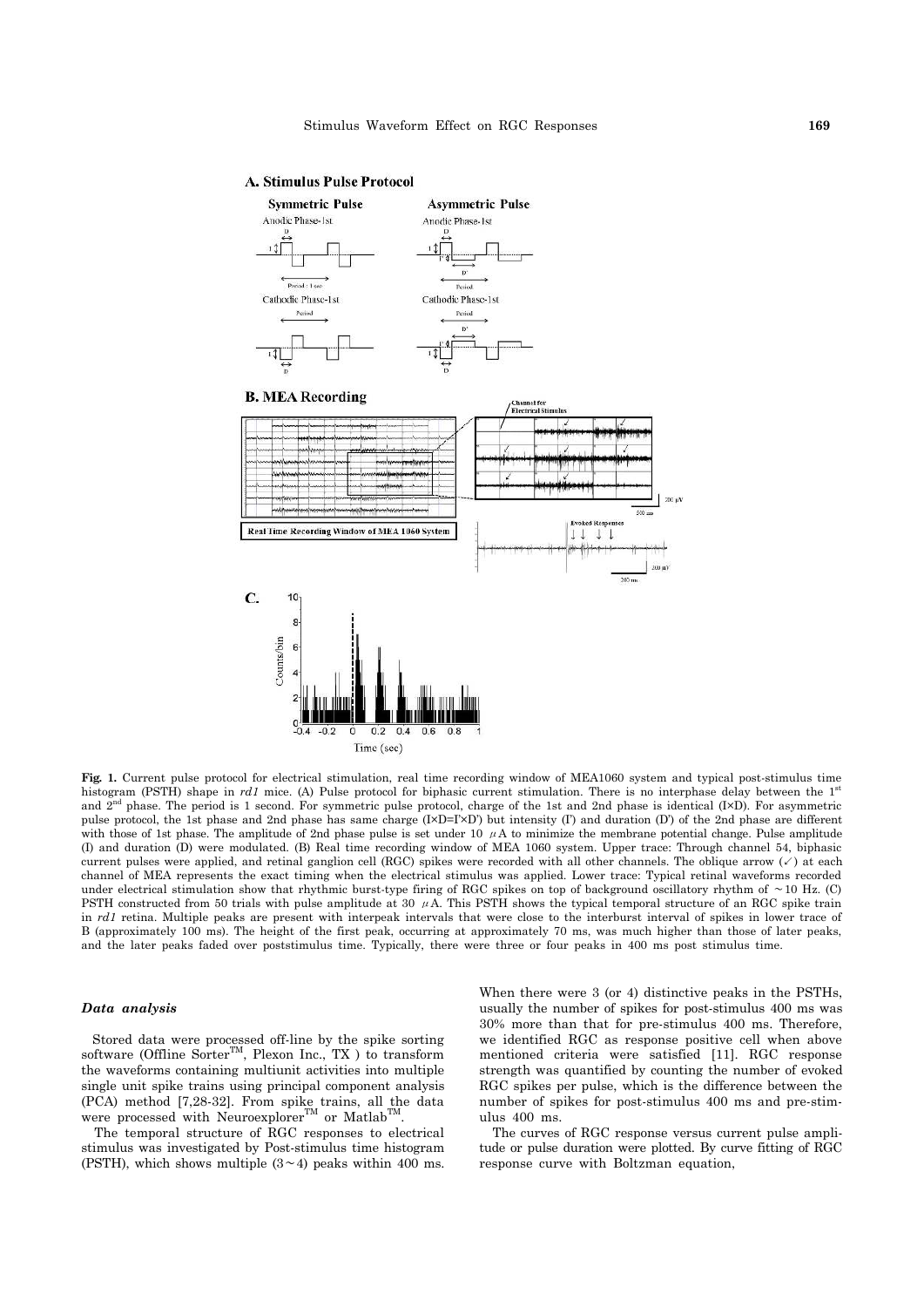**Fig. 1.** Current pulse protocol for electrical stimulation, real time recording window of MEA1060 system and typical post-stimulus time histogram (PSTH) shape in *rd1* mice. (A) Pulse protocol for biphasic current stimulation. There is no interphase delay between the 1st and 2nd phase. The period is 1 second. For symmetric pulse protocol, charge of the 1st and 2nd phase is identical (I×D). For asymmetric pulse protocol, the 1st phase and 2nd phase has same charge (I×D=I'×D') but intensity (I') and duration (D') of the 2nd phase are different with those of 1st phase. The amplitude of 2nd phase pulse is set under 10 $\mu$A to minimize the membrane potential change. Pulse amplitude (I) and duration (D) were modulated. (B) Real time recording window of MEA 1060 system. Upper trace: Through channel 54, biphasic current pulses were applied, and retinal ganglion cell (RGC) spikes were recorded with all other channels. The oblique arrow (✓) at each channel of MEA represents the exact timing when the electrical stimulus was applied. Lower trace: Typical retinal waveforms recorded under electrical stimulation show that rhythmic burst-type firing of RGC spikes on top of background oscillatory rhythm of ~10 Hz. (C) PSTH constructed from 50 trials with pulse amplitude at 30 $\mu$A. This PSTH shows the typical temporal structure of an RGC spike train in *rd1* retina. Multiple peaks are present with interpeak intervals that were close to the interburst interval of spikes in lower trace of B (approximately 100 ms). The height of the first peak, occurring at approximately 70 ms, was much higher than those of later peaks, and the later peaks faded over poststimulus time. Typically, there were three or four peaks in 400 ms post stimulus time.

### *Data analysis*

Stored data were processed off-line by the spike sorting software (Offline Sorter™, Plexon Inc., TX ) to transform the waveforms containing multiunit activities into multiple single unit spike trains using principal component analysis (PCA) method [7,28-32]. From spike trains, all the data were processed with Neuroexplorer™ or Matlab™.

The temporal structure of RGC responses to electrical stimulus was investigated by Post-stimulus time histogram (PSTH), which shows multiple (3~4) peaks within 400 ms. When there were 3 (or 4) distinctive peaks in the PSTHs, usually the number of spikes for post-stimulus 400 ms was 30% more than that for pre-stimulus 400 ms. Therefore, we identified RGC as response positive cell when above mentioned criteria were satisfied [11]. RGC response strength was quantified by counting the number of evoked RGC spikes per pulse, which is the difference between the number of spikes for post-stimulus 400 ms and pre-stimulus 400 ms.

The curves of RGC response versus current pulse amplitude or pulse duration were plotted. By curve fitting of RGC response curve with Boltzman equation,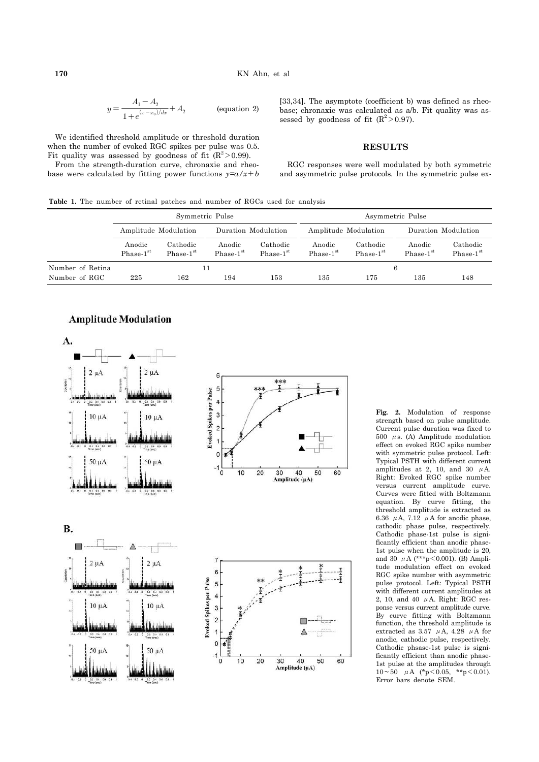$$y = \frac{A_1 - A_2}{1 + e^{(x - x_0)/dx}} + A_2 \qquad \text{(equation 2)}$$

We identified threshold amplitude or threshold duration when the number of evoked RGC spikes per pulse was 0.5. Fit quality was assessed by goodness of fit ($R^2 > 0.99$).

From the strength-duration curve, chronaxie and rheobase were calculated by fitting power functions $y = a/x + b$ [33,34]. The asymptote (coefficient b) was defined as rheobase; chronaxie was calculated as a/b. Fit quality was assessed by goodness of fit ($R^2 > 0.97$).

## RESULTS

RGC responses were well modulated by both symmetric and asymmetric pulse protocols. In the symmetric pulse ex-

**Table 1.** The number of retinal patches and number of RGCs used for analysis

| | Symmetric Pulse | | | | Asymmetric Pulse | | | |
|---|---|---|---|---|---|---|---|---|
| | Amplitude Modulation | | Duration Modulation | | Amplitude Modulation | | Duration Modulation | |
| | Anodic Phase-1st | Cathodic Phase-1st | Anodic Phase-1st | Cathodic Phase-1st | Anodic Phase-1st | Cathodic Phase-1st | Anodic Phase-1st | Cathodic Phase-1st |
| Number of Retina | 11 | | | | 6 | | | |
| Number of RGC | 225 | 162 | 194 | 153 | 135 | 175 | 135 | 148 |

**Fig. 2.** Modulation of response strength based on pulse amplitude. Current pulse duration was fixed to 500 μs. (A) Amplitude modulation effect on evoked RGC spike number with symmetric pulse protocol. Left: Typical PSTH with different current amplitudes at 2, 10, and 30 μA. Right: Evoked RGC spike number versus current amplitude curve. Curves were fitted with Boltzmann equation. By curve fitting, the threshold amplitude is extracted as 6.36 μA, 7.12 μA for anodic phase, cathodic phase pulse, respectively. Cathodic phase-1st pulse is significantly efficient than anodic phase-1st pulse when the amplitude is 20, and 30 μA (***p<0.001). (B) Amplitude modulation effect on evoked RGC spike number with asymmetric pulse protocol. Left: Typical PSTH with different current amplitudes at 2, 10, and 40 μA. Right: RGC response versus current amplitude curve. By curve fitting with Boltzmann function, the threshold amplitude is extracted as 3.57 μA, 4.28 μA for anodic, cathodic pulse, respectively. Cathodic phsase-1st pulse is significantly efficient than anodic phase-1st pulse at the amplitudes through 10~50 μA (*p<0.05, **p<0.01). Error bars denote SEM.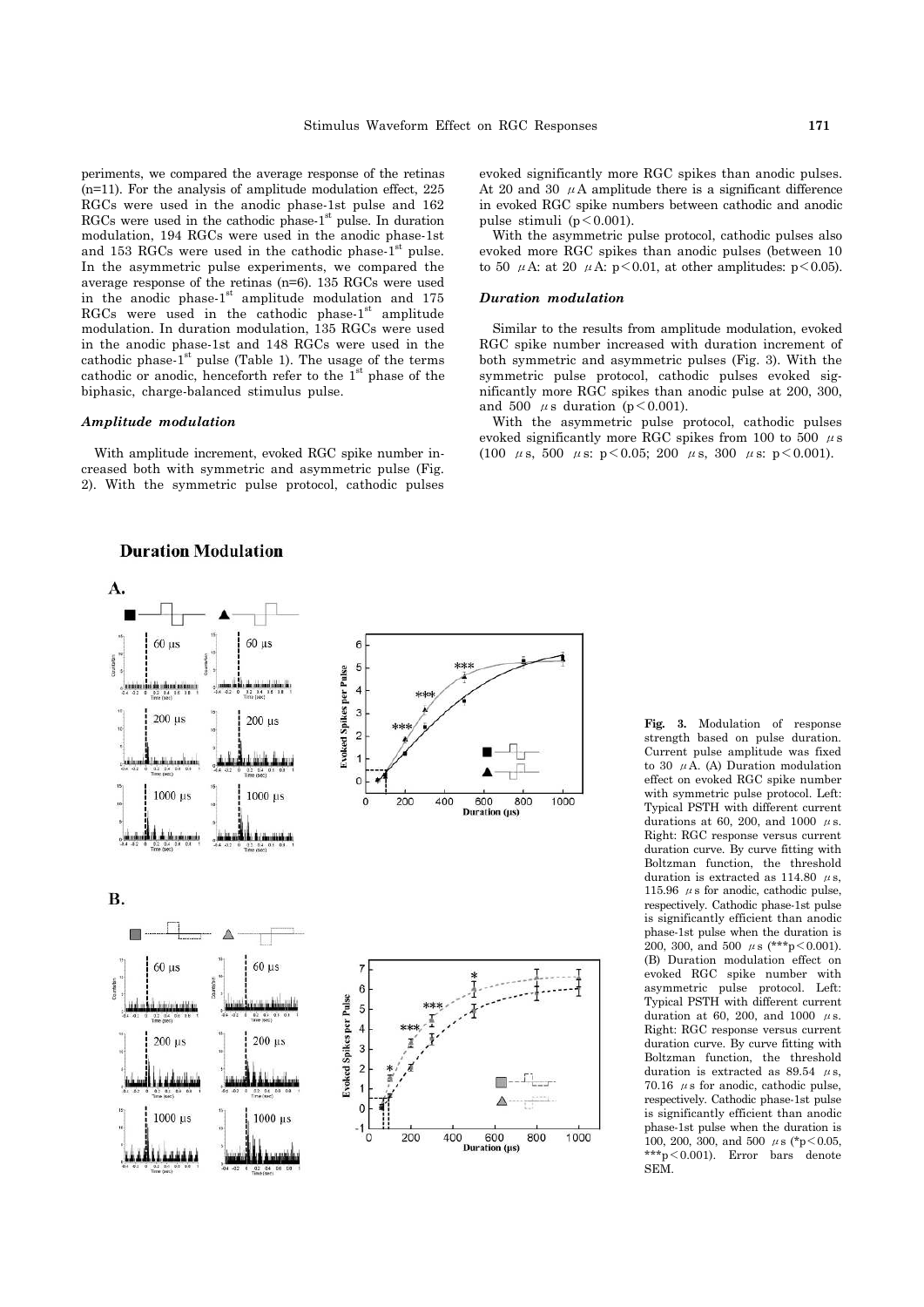periments, we compared the average response of the retinas (n=11). For the analysis of amplitude modulation effect, 225 RGCs were used in the anodic phase-1st pulse and 162 RGCs were used in the cathodic phase-1[st] pulse. In duration modulation, 194 RGCs were used in the anodic phase-1st and 153 RGCs were used in the cathodic phase-1[st] pulse. In the asymmetric pulse experiments, we compared the average response of the retinas (n=6). 135 RGCs were used in the anodic phase-1[st] amplitude modulation and 175 RGCs were used in the cathodic phase-1[st] amplitude modulation. In duration modulation, 135 RGCs were used in the anodic phase-1st and 148 RGCs were used in the cathodic phase-1[st] pulse (Table 1). The usage of the terms cathodic or anodic, henceforth refer to the 1[st] phase of the biphasic, charge-balanced stimulus pulse.

### *Amplitude modulation*

With amplitude increment, evoked RGC spike number increased both with symmetric and asymmetric pulse (Fig. 2). With the symmetric pulse protocol, cathodic pulses evoked significantly more RGC spikes than anodic pulses. At 20 and 30 $\mu$A amplitude there is a significant difference in evoked RGC spike numbers between cathodic and anodic pulse stimuli ($p < 0.001$).

With the asymmetric pulse protocol, cathodic pulses also evoked more RGC spikes than anodic pulses (between 10 to 50 $\mu$A: at 20 $\mu$A: $p < 0.01$, at other amplitudes: $p < 0.05$).

### *Duration modulation*

Similar to the results from amplitude modulation, evoked RGC spike number increased with duration increment of both symmetric and asymmetric pulses (Fig. 3). With the symmetric pulse protocol, cathodic pulses evoked significantly more RGC spikes than anodic pulse at 200, 300, and 500 $\mu$s duration ($p < 0.001$).

With the asymmetric pulse protocol, cathodic pulses evoked significantly more RGC spikes from 100 to 500 $\mu$s (100 $\mu$s, 500 $\mu$s: $p < 0.05$; 200 $\mu$s, 300 $\mu$s: $p < 0.001$).

**Fig. 3.** Modulation of response strength based on pulse duration. Current pulse amplitude was fixed to 30 $\mu$A. (A) Duration modulation effect on evoked RGC spike number with symmetric pulse protocol. Left: Typical PSTH with different current durations at 60, 200, and 1000 $\mu$s. Right: RGC response versus current duration curve. By curve fitting with Boltzman function, the threshold duration is extracted as 114.80 $\mu$s, 115.96 $\mu$s for anodic, cathodic pulse, respectively. Cathodic phase-1st pulse is significantly efficient than anodic phase-1st pulse when the duration is 200, 300, and 500 $\mu$s (***$p < 0.001$). (B) Duration modulation effect on evoked RGC spike number with asymmetric pulse protocol. Left: Typical PSTH with different current duration at 60, 200, and 1000 $\mu$s. Right: RGC response versus current duration curve. By curve fitting with Boltzman function, the threshold duration is extracted as 89.54 $\mu$s, 70.16 $\mu$s for anodic, cathodic pulse, respectively. Cathodic phase-1st pulse is significantly efficient than anodic phase-1st pulse when the duration is 100, 200, 300, and 500 $\mu$s (*$p < 0.05$, ***$p < 0.001$). Error bars denote SEM.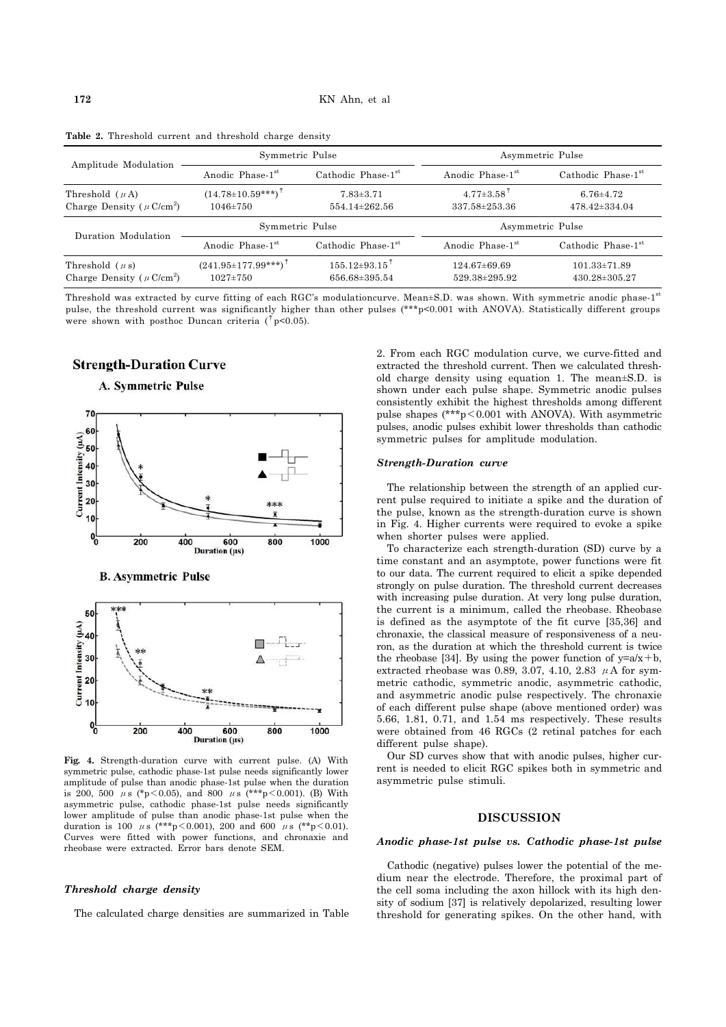**Table 2.** Threshold current and threshold charge density

| Amplitude Modulation | Symmetric Pulse | | Asymmetric Pulse | |
|---|---|---|---|---|
| | Anodic Phase-1st | Cathodic Phase-1st | Anodic Phase-1st | Cathodic Phase-1st |
| Threshold ($\mu$A) | (14.78±10.59***)† | 7.83±3.71 | 4.77±3.58† | 6.76±4.72 |
| Charge Density ($\mu$C/cm$^2$) | 1046±750 | 554.14±262.56 | 337.58±253.36 | 478.42±334.04 |
| **Duration Modulation** | **Symmetric Pulse** | | **Asymmetric Pulse** | |
| | Anodic Phase-1st | Cathodic Phase-1st | Anodic Phase-1st | Cathodic Phase-1st |
| Threshold ($\mu$s) | (241.95±177.99***)† | 155.12±93.15† | 124.67±69.69 | 101.33±71.89 |
| Charge Density ($\mu$C/cm$^2$) | 1027±750 | 656.68±395.54 | 529.38±295.92 | 430.28±305.27 |

Threshold was extracted by curve fitting of each RGC's modulationcurve. Mean±S.D. was shown. With symmetric anodic phase-1st pulse, the threshold current was significantly higher than other pulses (***p<0.001 with ANOVA). Statistically different groups were shown with posthoc Duncan criteria († p<0.05).

**Fig. 4.** Strength-duration curve with current pulse. (A) With symmetric pulse, cathodic phase-1st pulse needs significantly lower amplitude of pulse than anodic phase-1st pulse when the duration is 200, 500 $\mu$s (*$p<0.05$), and 800 $\mu$s (***$p<0.001$). (B) With asymmetric pulse, cathodic phase-1st pulse needs significantly lower amplitude of pulse than anodic phase-1st pulse when the duration is 100 $\mu$s (***$p<0.001$), 200 and 600 $\mu$s (**$p<0.01$). Curves were fitted with power functions, and chronaxie and rheobase were extracted. Error bars denote SEM.

### *Threshold charge density*

The calculated charge densities are summarized in Table 2. From each RGC modulation curve, we curve-fitted and extracted the threshold current. Then we calculated threshold charge density using equation 1. The mean±S.D. is shown under each pulse shape. Symmetric anodic pulses consistently exhibit the highest thresholds among different pulse shapes (***$p<0.001$ with ANOVA). With asymmetric pulses, anodic pulses exhibit lower thresholds than cathodic symmetric pulses for amplitude modulation.

### *Strength-Duration curve*

The relationship between the strength of an applied current pulse required to initiate a spike and the duration of the pulse, known as the strength-duration curve is shown in Fig. 4. Higher currents were required to evoke a spike when shorter pulses were applied.

To characterize each strength-duration (SD) curve by a time constant and an asymptote, power functions were fit to our data. The current required to elicit a spike depended strongly on pulse duration. The threshold current decreases with increasing pulse duration. At very long pulse duration, the current is a minimum, called the rheobase. Rheobase is defined as the asymptote of the fit curve [35,36] and chronaxie, the classical measure of responsiveness of a neuron, as the duration at which the threshold current is twice the rheobase [34]. By using the power function of $y=a/x+b$, extracted rheobase was 0.89, 3.07, 4.10, 2.83 $\mu$A for symmetric cathodic, symmetric anodic, asymmetric cathodic, and asymmetric anodic pulse respectively. The chronaxie of each different pulse shape (above mentioned order) was 5.66, 1.81, 0.71, and 1.54 ms respectively. These results were obtained from 46 RGCs (2 retinal patches for each different pulse shape).

Our SD curves show that with anodic pulses, higher current is needed to elicit RGC spikes both in symmetric and asymmetric pulse stimuli.

## DISCUSSION

### *Anodic phase-1st pulse vs. Cathodic phase-1st pulse*

Cathodic (negative) pulses lower the potential of the medium near the electrode. Therefore, the proximal part of the cell soma including the axon hillock with its high density of sodium [37] is relatively depolarized, resulting lower threshold for generating spikes. On the other hand, with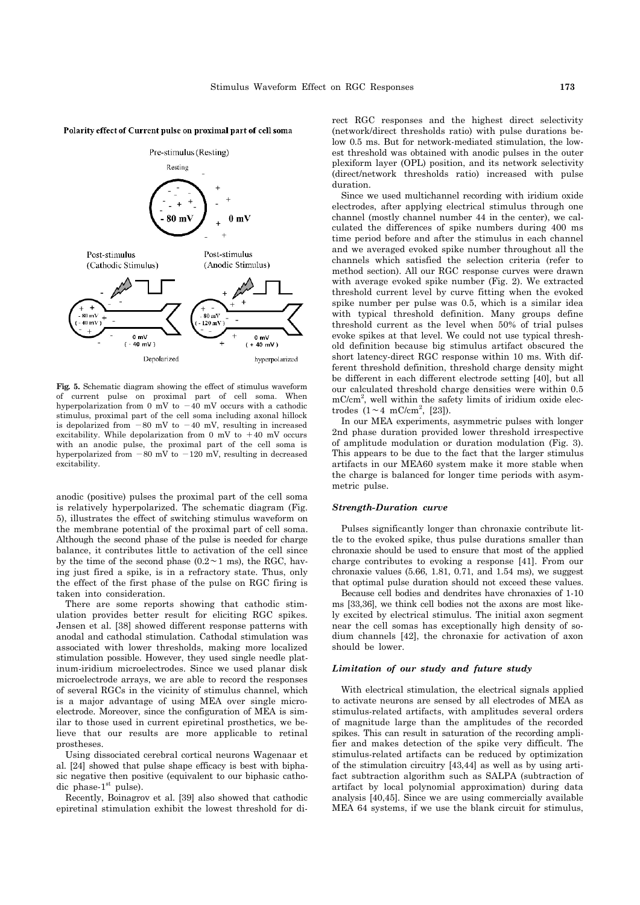Polarity effect of Current pulse on proximal part of cell soma

Pre-stimulus (Resting)

Resting

- 80 mV    0 mV

Post-stimulus (Cathodic Stimulus)    Post-stimulus (Anodic Stimulus)

- 80 mV ( - 40 mV )    0 mV ( - 40 mV )    Depolarized

- 80 mV ( - 120 mV )    0 mV ( + 40 mV )    hyperpolarized

**Fig. 5.** Schematic diagram showing the effect of stimulus waveform of current pulse on proximal part of cell soma. When hyperpolarization from 0 mV to −40 mV occurs with a cathodic stimulus, proximal part of the cell soma including axonal hillock is depolarized from −80 mV to −40 mV, resulting in increased excitability. While depolarization from 0 mV to +40 mV occurs with an anodic pulse, the proximal part of the cell soma is hyperpolarized from −80 mV to −120 mV, resulting in decreased excitability.

anodic (positive) pulses the proximal part of the cell soma is relatively hyperpolarized. The schematic diagram (Fig. 5), illustrates the effect of switching stimulus waveform on the membrane potential of the proximal part of cell soma. Although the second phase of the pulse is needed for charge balance, it contributes little to activation of the cell since by the time of the second phase (0.2∼1 ms), the RGC, having just fired a spike, is in a refractory state. Thus, only the effect of the first phase of the pulse on RGC firing is taken into consideration.

There are some reports showing that cathodic stimulation provides better result for eliciting RGC spikes. Jensen et al. [38] showed different response patterns with anodal and cathodal stimulation. Cathodal stimulation was associated with lower thresholds, making more localized stimulation possible. However, they used single needle platinum-iridium microelectrodes. Since we used planar disk microelectrode arrays, we are able to record the responses of several RGCs in the vicinity of stimulus channel, which is a major advantage of using MEA over single microelectrode. Moreover, since the configuration of MEA is similar to those used in current epiretinal prosthetics, we believe that our results are more applicable to retinal prostheses.

Using dissociated cerebral cortical neurons Wagenaar et al. [24] showed that pulse shape efficacy is best with biphasic negative then positive (equivalent to our biphasic cathodic phase-1st pulse).

Recently, Boinagrov et al. [39] also showed that cathodic epiretinal stimulation exhibit the lowest threshold for direct RGC responses and the highest direct selectivity (network/direct thresholds ratio) with pulse durations below 0.5 ms. But for network-mediated stimulation, the lowest threshold was obtained with anodic pulses in the outer plexiform layer (OPL) position, and its network selectivity (direct/network thresholds ratio) increased with pulse duration.

Since we used multichannel recording with iridium oxide electrodes, after applying electrical stimulus through one channel (mostly channel number 44 in the center), we calculated the differences of spike numbers during 400 ms time period before and after the stimulus in each channel and we averaged evoked spike number throughout all the channels which satisfied the selection criteria (refer to method section). All our RGC response curves were drawn with average evoked spike number (Fig. 2). We extracted threshold current level by curve fitting when the evoked spike number per pulse was 0.5, which is a similar idea with typical threshold definition. Many groups define threshold current as the level when 50% of trial pulses evoke spikes at that level. We could not use typical threshold definition because big stimulus artifact obscured the short latency-direct RGC response within 10 ms. With different threshold definition, threshold charge density might be different in each different electrode setting [40], but all our calculated threshold charge densities were within 0.5 $mC/cm^2$, well within the safety limits of iridium oxide electrodes (1∼4 $mC/cm^2$, [23]).

In our MEA experiments, asymmetric pulses with longer 2nd phase duration provided lower threshold irrespective of amplitude modulation or duration modulation (Fig. 3). This appears to be due to the fact that the larger stimulus artifacts in our MEA60 system make it more stable when the charge is balanced for longer time periods with asymmetric pulse.

### *Strength-Duration curve*

Pulses significantly longer than chronaxie contribute little to the evoked spike, thus pulse durations smaller than chronaxie should be used to ensure that most of the applied charge contributes to evoking a response [41]. From our chronaxie values (5.66, 1.81, 0.71, and 1.54 ms), we suggest that optimal pulse duration should not exceed these values.

Because cell bodies and dendrites have chronaxies of 1-10 ms [33,36], we think cell bodies not the axons are most likely excited by electrical stimulus. The initial axon segment near the cell somas has exceptionally high density of sodium channels [42], the chronaxie for activation of axon should be lower.

### *Limitation of our study and future study*

With electrical stimulation, the electrical signals applied to activate neurons are sensed by all electrodes of MEA as stimulus-related artifacts, with amplitudes several orders of magnitude large than the amplitudes of the recorded spikes. This can result in saturation of the recording amplifier and makes detection of the spike very difficult. The stimulus-related artifacts can be reduced by optimization of the stimulation circuitry [43,44] as well as by using artifact subtraction algorithm such as SALPA (subtraction of artifact by local polynomial approximation) during data analysis [40,45]. Since we are using commercially available MEA 64 systems, if we use the blank circuit for stimulus,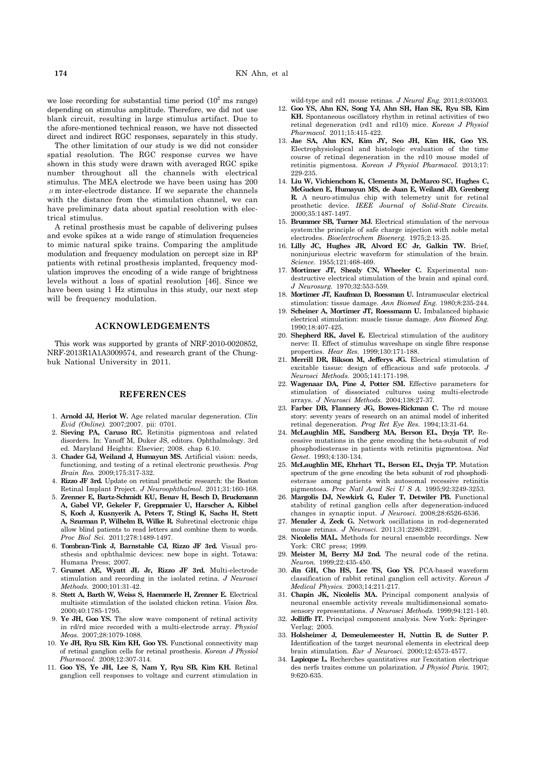we lose recording for substantial time period ($10^2$ ms range) depending on stimulus amplitude. Therefore, we did not use blank circuit, resulting in large stimulus artifact. Due to the afore-mentioned technical reason, we have not dissected direct and indirect RGC responses, separately in this study.

The other limitation of our study is we did not consider spatial resolution. The RGC response curves we have shown in this study were drawn with averaged RGC spike number throughout all the channels with electrical stimulus. The MEA electrode we have been using has 200 $\mu$m inter-electrode distance. If we separate the channels with the distance from the stimulation channel, we can have preliminary data about spatial resolution with electrical stimulus.

A retinal prosthesis must be capable of delivering pulses and evoke spikes at a wide range of stimulation frequencies to mimic natural spike trains. Comparing the amplitude modulation and frequency modulation on percept size in RP patients with retinal prosthesis implanted, frequency modulation improves the encoding of a wide range of brightness levels without a loss of spatial resolution [46]. Since we have been using 1 Hz stimulus in this study, our next step will be frequency modulation.

## ACKNOWLEDGEMENTS

This work was supported by grants of NRF-2010-0020852, NRF-2013R1A1A3009574, and research grant of the Chungbuk National University in 2011.

## REFERENCES

1. **Arnold JJ, Heriot W.** Age related macular degeneration. *Clin Evid (Online).* 2007;2007. pii: 0701.
2. **Sieving PA, Caruso RC.** Retinitis pigmentosa and related disorders. In: Yanoff M, Duker JS, editors. Ophthalmology. 3rd ed. Maryland Heights: Elsevier; 2008. chap 6.10.
3. **Chader GJ, Weiland J, Humayun MS.** Artificial vision: needs, functioning, and testing of a retinal electronic prosthesis. *Prog Brain Res.* 2009;175:317-332.
4. **Rizzo JF 3rd.** Update on retinal prosthetic research: the Boston Retinal Implant Project. *J Neuroophthalmol.* 2011;31:160-168.
5. **Zrenner E, Bartz-Schmidt KU, Benav H, Besch D, Bruckmann A, Gabel VP, Gekeler F, Greppmaier U, Harscher A, Kibbel S, Koch J, Kusnyerik A, Peters T, Stingl K, Sachs H, Stett A, Szurman P, Wilhelm B, Wilke R.** Subretinal electronic chips allow blind patients to read letters and combine them to words. *Proc Biol Sci.* 2011;278:1489-1497.
6. **Tombran-Tink J, Barnstable CJ, Rizzo JF 3rd.** Visual prosthesis and ophthalmic devices: new hope in sight. Totawa: Humana Press; 2007.
7. **Grumet AE, Wyatt JL Jr, Rizzo JF 3rd.** Multi-electrode stimulation and recording in the isolated retina. *J Neurosci Methods.* 2000;101:31-42.
8. **Stett A, Barth W, Weiss S, Haemmerle H, Zrenner E.** Electrical multisite stimulation of the isolated chicken retina. *Vision Res.* 2000;40:1785-1795.
9. **Ye JH, Goo YS.** The slow wave component of retinal activity in rd/rd mice recorded with a multi-electrode array. *Physiol Meas.* 2007;28:1079-1088.
10. **Ye JH, Ryu SB, Kim KH, Goo YS.** Functional connectivity map of retinal ganglion cells for retinal prosthesis. *Korean J Physiol Pharmacol.* 2008;12:307-314.
11. **Goo YS, Ye JH, Lee S, Nam Y, Ryu SB, Kim KH.** Retinal ganglion cell responses to voltage and current stimulation in wild-type and rd1 mouse retinas. *J Neural Eng.* 2011;8:035003.
12. **Goo YS, Ahn KN, Song YJ, Ahn SH, Han SK, Ryu SB, Kim KH.** Spontaneous oscillatory rhythm in retinal activities of two retinal degeneration (rd1 and rd10) mice. *Korean J Physiol Pharmacol.* 2011;15:415-422.
13. **Jae SA, Ahn KN, Kim JY, Seo JH, Kim HK, Goo YS.** Electrophysiological and histologic evaluation of the time course of retinal degeneration in the rd10 mouse model of retinitis pigmentosa. *Korean J Physiol Pharmacol.* 2013;17: 229-235.
14. **Liu W, Vichienchom K, Clements M, DeMarco SC, Hughes C, McGucken E, Humayun MS, de Juan E, Weiland JD, Grenberg R.** A neuro-stimulus chip with telemetry unit for retinal prosthetic device. *IEEE Journal of Solid-State Circuits.* 2000;35:1487-1497.
15. **Brummer SB, Turner MJ.** Electrical stimulation of the nervous system:the principle of safe charge injection with noble metal electrodes. *Bioelectrochem Bioenerg.* 1975;2:13-25.
16. **Lilly JC, Hughes JR, Alvord EC Jr, Galkin TW.** Brief, noninjurious electric waveform for stimulation of the brain. *Science.* 1955;121:468-469.
17. **Mortimer JT, Shealy CN, Wheeler C.** Experimental nondestructive electrical stimulation of the brain and spinal cord. *J Neurosurg.* 1970;32:553-559.
18. **Mortimer JT, Kaufman D, Roessman U.** Intramuscular electrical stimulation: tissue damage. *Ann Biomed Eng.* 1980;8:235-244.
19. **Scheiner A, Mortimer JT, Roessmann U.** Imbalanced biphasic electrical stimulation: muscle tissue damage. *Ann Biomed Eng.* 1990;18:407-425.
20. **Shepherd RK, Javel E.** Electrical stimulation of the auditory nerve: II. Effect of stimulus waveshape on single fibre response properties. *Hear Res.* 1999;130:171-188.
21. **Merrill DR, Bikson M, Jefferys JG.** Electrical stimulation of excitable tissue: design of efficacious and safe protocols. *J Neurosci Methods.* 2005;141:171-198.
22. **Wagenaar DA, Pine J, Potter SM.** Effective parameters for stimulation of dissociated cultures using multi-electrode arrays. *J Neurosci Methods.* 2004;138:27-37.
23. **Farber DB, Flannery JG, Bowes-Rickman C.** The rd mouse story: seventy years of research on an animal model of inherited retinal degeneration. *Prog Ret Eye Res.* 1994;13:31-64.
24. **McLaughlin ME, Sandberg MA, Berson EL, Dryja TP.** Recessive mutations in the gene encoding the beta-subunit of rod phosphodiesterase in patients with retinitis pigmentosa. *Nat Genet.* 1993;4:130-134.
25. **McLaughlin ME, Ehrhart TL, Berson EL, Dryja TP.** Mutation spectrum of the gene encoding the beta subunit of rod phosphodiesterase among patients with autosomal recessive retinitis pigmentosa. *Proc Natl Acad Sci U S A.* 1995;92:3249-3253.
26. **Margolis DJ, Newkirk G, Euler T, Detwiler PB.** Functional stability of retinal ganglion cells after degeneration-induced changes in synaptic input. *J Neurosci.* 2008;28:6526-6536.
27. **Menzler J, Zeck G.** Network oscillations in rod-degenerated mouse retinas. *J Neurosci.* 2011;31:2280-2291.
28. **Nicolelis MAL.** Methods for neural ensemble recordings. New York: CRC press; 1999.
29. **Meister M, Berry MJ 2nd.** The neural code of the retina. *Neuron.* 1999;22:435-450.
30. **Jin GH, Cho HS, Lee TS, Goo YS.** PCA-based waveform classification of rabbit retinal ganglion cell activity. *Korean J Medical Physics.* 2003;14:211-217.
31. **Chapin JK, Nicolelis MA.** Principal component analysis of neuronal ensemble activity reveals multidimensional somatosensory representations. *J Neurosci Methods.* 1999;94:121-140.
32. **Jolliffe IT.** Principal component analysis. New York: Springer-Verlag; 2005.
33. **Holsheimer J, Demeulemeester H, Nuttin B, de Sutter P.** Identification of the target neuronal elements in electrical deep brain stimulation. *Eur J Neurosci.* 2000;12:4573-4577.
34. **Lapicque L.** Recherches quantitatives sur l'excitation electrique des nerfs traites comme un polarization. *J Physiol Paris.* 1907; 9:620-635.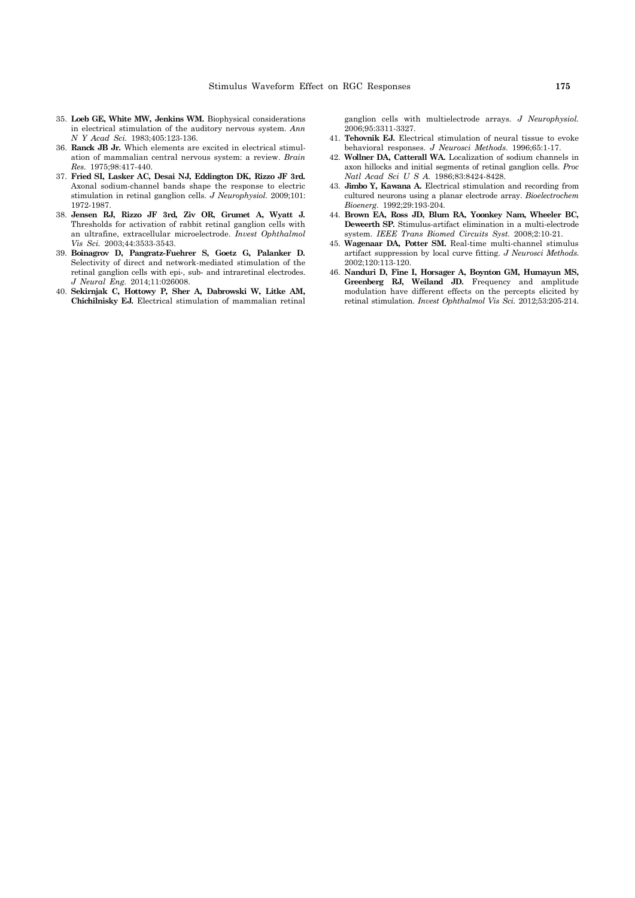35. **Loeb GE, White MW, Jenkins WM.** Biophysical considerations in electrical stimulation of the auditory nervous system. *Ann N Y Acad Sci.* 1983;405:123-136.
36. **Ranck JB Jr.** Which elements are excited in electrical stimulation of mammalian central nervous system: a review. *Brain Res.* 1975;98:417-440.
37. **Fried SI, Lasker AC, Desai NJ, Eddington DK, Rizzo JF 3rd.** Axonal sodium-channel bands shape the response to electric stimulation in retinal ganglion cells. *J Neurophysiol.* 2009;101: 1972-1987.
38. **Jensen RJ, Rizzo JF 3rd, Ziv OR, Grumet A, Wyatt J.** Thresholds for activation of rabbit retinal ganglion cells with an ultrafine, extracellular microelectrode. *Invest Ophthalmol Vis Sci.* 2003;44:3533-3543.
39. **Boinagrov D, Pangratz-Fuehrer S, Goetz G, Palanker D.** Selectivity of direct and network-mediated stimulation of the retinal ganglion cells with epi-, sub- and intraretinal electrodes. *J Neural Eng.* 2014;11:026008.
40. **Sekirnjak C, Hottowy P, Sher A, Dabrowski W, Litke AM, Chichilnisky EJ.** Electrical stimulation of mammalian retinal ganglion cells with multielectrode arrays. *J Neurophysiol.* 2006;95:3311-3327.
41. **Tehovnik EJ.** Electrical stimulation of neural tissue to evoke behavioral responses. *J Neurosci Methods.* 1996;65:1-17.
42. **Wollner DA, Catterall WA.** Localization of sodium channels in axon hillocks and initial segments of retinal ganglion cells. *Proc Natl Acad Sci U S A.* 1986;83:8424-8428.
43. **Jimbo Y, Kawana A.** Electrical stimulation and recording from cultured neurons using a planar electrode array. *Bioelectrochem Bioenerg.* 1992;29:193-204.
44. **Brown EA, Ross JD, Blum RA, Yoonkey Nam, Wheeler BC, Deweerth SP.** Stimulus-artifact elimination in a multi-electrode system. *IEEE Trans Biomed Circuits Syst.* 2008;2:10-21.
45. **Wagenaar DA, Potter SM.** Real-time multi-channel stimulus artifact suppression by local curve fitting. *J Neurosci Methods.* 2002;120:113-120.
46. **Nanduri D, Fine I, Horsager A, Boynton GM, Humayun MS, Greenberg RJ, Weiland JD.** Frequency and amplitude modulation have different effects on the percepts elicited by retinal stimulation. *Invest Ophthalmol Vis Sci.* 2012;53:205-214.